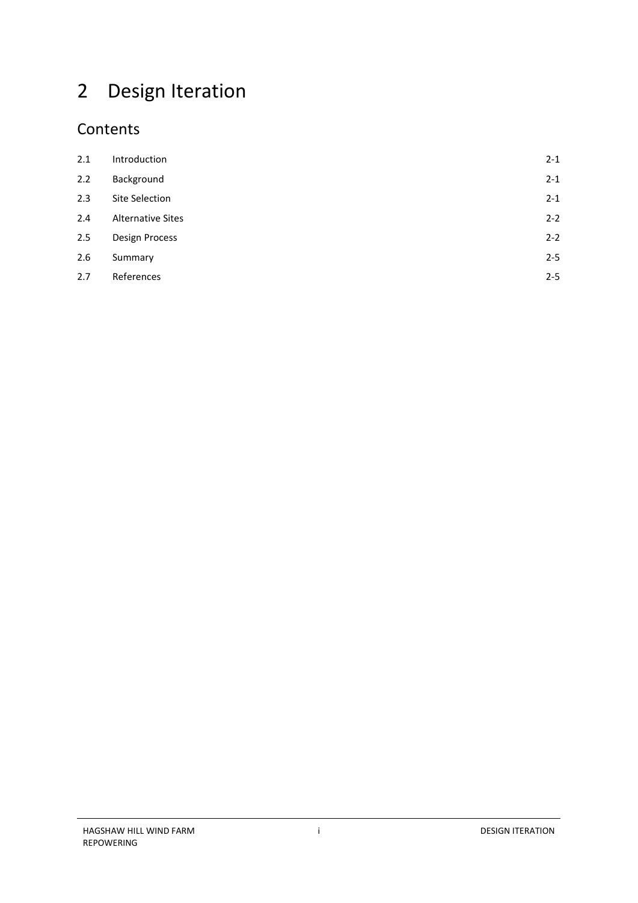# 2 Design Iteration

## Contents

| | | |
|---|---|---|
| 2.1 | Introduction | 2-1 |
| 2.2 | Background | 2-1 |
| 2.3 | Site Selection | 2-1 |
| 2.4 | Alternative Sites | 2-2 |
| 2.5 | Design Process | 2-2 |
| 2.6 | Summary | 2-5 |
| 2.7 | References | 2-5 |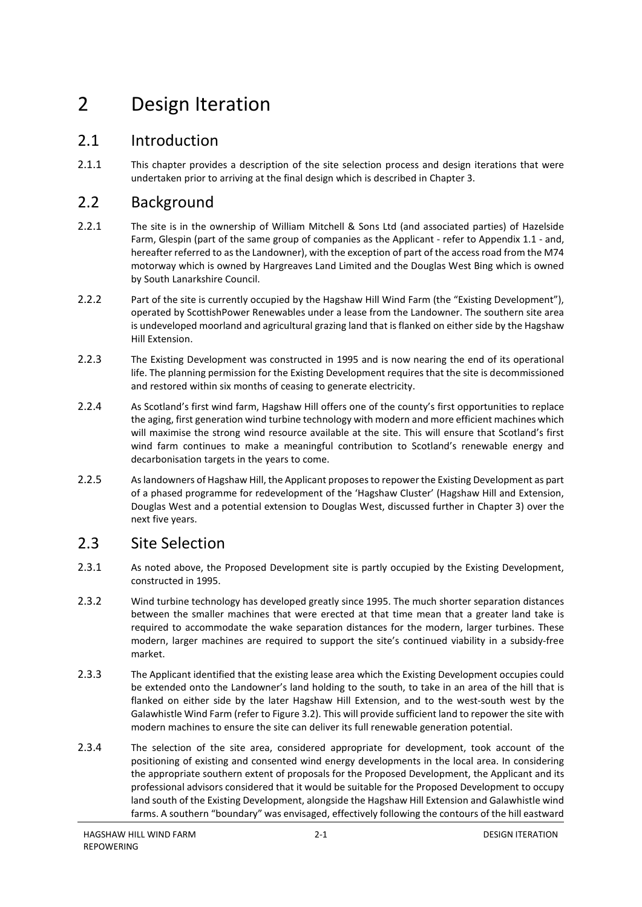# 2 Design Iteration

## 2.1 Introduction

2.1.1 This chapter provides a description of the site selection process and design iterations that were undertaken prior to arriving at the final design which is described in Chapter 3.

## 2.2 Background

2.2.1 The site is in the ownership of William Mitchell & Sons Ltd (and associated parties) of Hazelside Farm, Glespin (part of the same group of companies as the Applicant - refer to Appendix 1.1 - and, hereafter referred to as the Landowner), with the exception of part of the access road from the M74 motorway which is owned by Hargreaves Land Limited and the Douglas West Bing which is owned by South Lanarkshire Council.

2.2.2 Part of the site is currently occupied by the Hagshaw Hill Wind Farm (the "Existing Development"), operated by ScottishPower Renewables under a lease from the Landowner. The southern site area is undeveloped moorland and agricultural grazing land that is flanked on either side by the Hagshaw Hill Extension.

2.2.3 The Existing Development was constructed in 1995 and is now nearing the end of its operational life. The planning permission for the Existing Development requires that the site is decommissioned and restored within six months of ceasing to generate electricity.

2.2.4 As Scotland's first wind farm, Hagshaw Hill offers one of the county's first opportunities to replace the aging, first generation wind turbine technology with modern and more efficient machines which will maximise the strong wind resource available at the site. This will ensure that Scotland's first wind farm continues to make a meaningful contribution to Scotland's renewable energy and decarbonisation targets in the years to come.

2.2.5 As landowners of Hagshaw Hill, the Applicant proposes to repower the Existing Development as part of a phased programme for redevelopment of the 'Hagshaw Cluster' (Hagshaw Hill and Extension, Douglas West and a potential extension to Douglas West, discussed further in Chapter 3) over the next five years.

## 2.3 Site Selection

2.3.1 As noted above, the Proposed Development site is partly occupied by the Existing Development, constructed in 1995.

2.3.2 Wind turbine technology has developed greatly since 1995. The much shorter separation distances between the smaller machines that were erected at that time mean that a greater land take is required to accommodate the wake separation distances for the modern, larger turbines. These modern, larger machines are required to support the site's continued viability in a subsidy-free market.

2.3.3 The Applicant identified that the existing lease area which the Existing Development occupies could be extended onto the Landowner's land holding to the south, to take in an area of the hill that is flanked on either side by the later Hagshaw Hill Extension, and to the west-south west by the Galawhistle Wind Farm (refer to Figure 3.2). This will provide sufficient land to repower the site with modern machines to ensure the site can deliver its full renewable generation potential.

2.3.4 The selection of the site area, considered appropriate for development, took account of the positioning of existing and consented wind energy developments in the local area. In considering the appropriate southern extent of proposals for the Proposed Development, the Applicant and its professional advisors considered that it would be suitable for the Proposed Development to occupy land south of the Existing Development, alongside the Hagshaw Hill Extension and Galawhistle wind farms. A southern "boundary" was envisaged, effectively following the contours of the hill eastward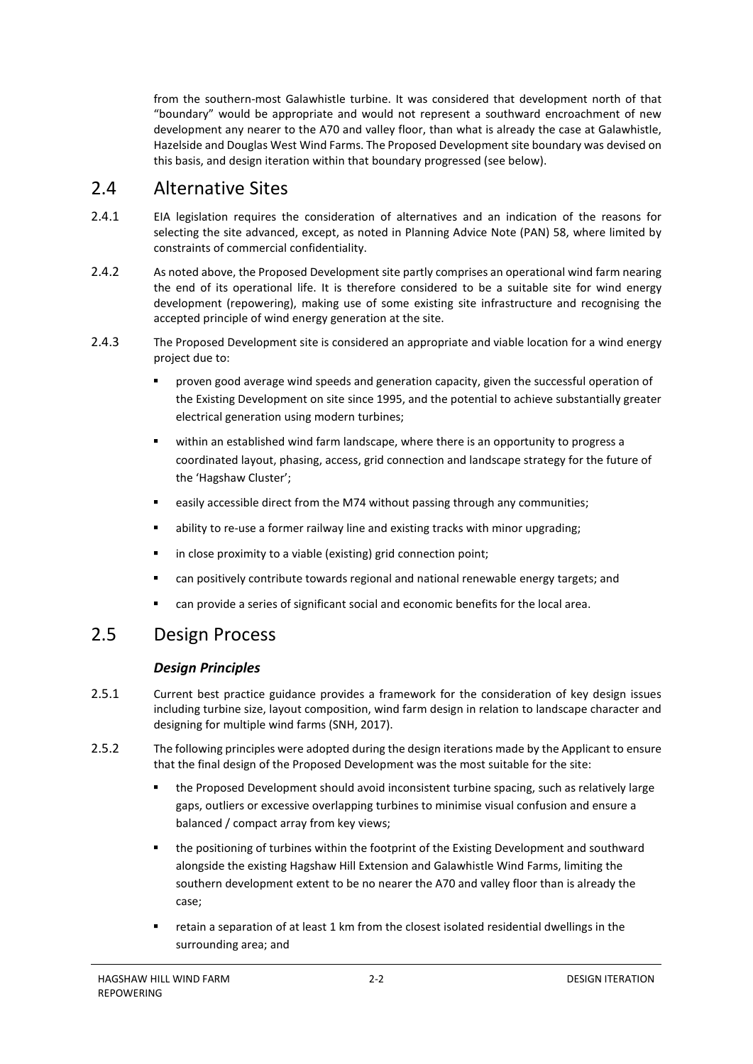from the southern-most Galawhistle turbine. It was considered that development north of that "boundary" would be appropriate and would not represent a southward encroachment of new development any nearer to the A70 and valley floor, than what is already the case at Galawhistle, Hazelside and Douglas West Wind Farms. The Proposed Development site boundary was devised on this basis, and design iteration within that boundary progressed (see below).

## 2.4 Alternative Sites

2.4.1 EIA legislation requires the consideration of alternatives and an indication of the reasons for selecting the site advanced, except, as noted in Planning Advice Note (PAN) 58, where limited by constraints of commercial confidentiality.

2.4.2 As noted above, the Proposed Development site partly comprises an operational wind farm nearing the end of its operational life. It is therefore considered to be a suitable site for wind energy development (repowering), making use of some existing site infrastructure and recognising the accepted principle of wind energy generation at the site.

2.4.3 The Proposed Development site is considered an appropriate and viable location for a wind energy project due to:

- proven good average wind speeds and generation capacity, given the successful operation of the Existing Development on site since 1995, and the potential to achieve substantially greater electrical generation using modern turbines;
- within an established wind farm landscape, where there is an opportunity to progress a coordinated layout, phasing, access, grid connection and landscape strategy for the future of the 'Hagshaw Cluster';
- easily accessible direct from the M74 without passing through any communities;
- ability to re-use a former railway line and existing tracks with minor upgrading;
- in close proximity to a viable (existing) grid connection point;
- can positively contribute towards regional and national renewable energy targets; and
- can provide a series of significant social and economic benefits for the local area.

## 2.5 Design Process

### *Design Principles*

2.5.1 Current best practice guidance provides a framework for the consideration of key design issues including turbine size, layout composition, wind farm design in relation to landscape character and designing for multiple wind farms (SNH, 2017).

2.5.2 The following principles were adopted during the design iterations made by the Applicant to ensure that the final design of the Proposed Development was the most suitable for the site:

- the Proposed Development should avoid inconsistent turbine spacing, such as relatively large gaps, outliers or excessive overlapping turbines to minimise visual confusion and ensure a balanced / compact array from key views;
- the positioning of turbines within the footprint of the Existing Development and southward alongside the existing Hagshaw Hill Extension and Galawhistle Wind Farms, limiting the southern development extent to be no nearer the A70 and valley floor than is already the case;
- retain a separation of at least 1 km from the closest isolated residential dwellings in the surrounding area; and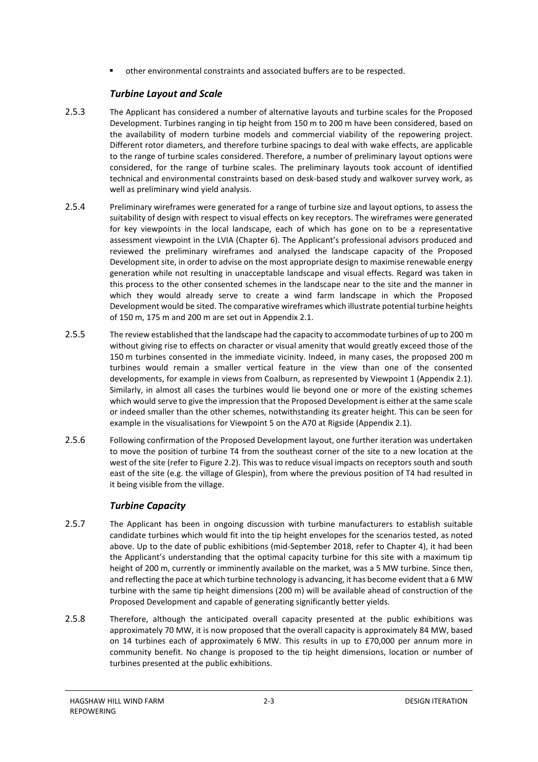- other environmental constraints and associated buffers are to be respected.

### *Turbine Layout and Scale*

2.5.3 The Applicant has considered a number of alternative layouts and turbine scales for the Proposed Development. Turbines ranging in tip height from 150 m to 200 m have been considered, based on the availability of modern turbine models and commercial viability of the repowering project. Different rotor diameters, and therefore turbine spacings to deal with wake effects, are applicable to the range of turbine scales considered. Therefore, a number of preliminary layout options were considered, for the range of turbine scales. The preliminary layouts took account of identified technical and environmental constraints based on desk-based study and walkover survey work, as well as preliminary wind yield analysis.

2.5.4 Preliminary wireframes were generated for a range of turbine size and layout options, to assess the suitability of design with respect to visual effects on key receptors. The wireframes were generated for key viewpoints in the local landscape, each of which has gone on to be a representative assessment viewpoint in the LVIA (Chapter 6). The Applicant's professional advisors produced and reviewed the preliminary wireframes and analysed the landscape capacity of the Proposed Development site, in order to advise on the most appropriate design to maximise renewable energy generation while not resulting in unacceptable landscape and visual effects. Regard was taken in this process to the other consented schemes in the landscape near to the site and the manner in which they would already serve to create a wind farm landscape in which the Proposed Development would be sited. The comparative wireframes which illustrate potential turbine heights of 150 m, 175 m and 200 m are set out in Appendix 2.1.

2.5.5 The review established that the landscape had the capacity to accommodate turbines of up to 200 m without giving rise to effects on character or visual amenity that would greatly exceed those of the 150 m turbines consented in the immediate vicinity. Indeed, in many cases, the proposed 200 m turbines would remain a smaller vertical feature in the view than one of the consented developments, for example in views from Coalburn, as represented by Viewpoint 1 (Appendix 2.1). Similarly, in almost all cases the turbines would lie beyond one or more of the existing schemes which would serve to give the impression that the Proposed Development is either at the same scale or indeed smaller than the other schemes, notwithstanding its greater height. This can be seen for example in the visualisations for Viewpoint 5 on the A70 at Rigside (Appendix 2.1).

2.5.6 Following confirmation of the Proposed Development layout, one further iteration was undertaken to move the position of turbine T4 from the southeast corner of the site to a new location at the west of the site (refer to Figure 2.2). This was to reduce visual impacts on receptors south and south east of the site (e.g. the village of Glespin), from where the previous position of T4 had resulted in it being visible from the village.

### *Turbine Capacity*

2.5.7 The Applicant has been in ongoing discussion with turbine manufacturers to establish suitable candidate turbines which would fit into the tip height envelopes for the scenarios tested, as noted above. Up to the date of public exhibitions (mid-September 2018, refer to Chapter 4), it had been the Applicant's understanding that the optimal capacity turbine for this site with a maximum tip height of 200 m, currently or imminently available on the market, was a 5 MW turbine. Since then, and reflecting the pace at which turbine technology is advancing, it has become evident that a 6 MW turbine with the same tip height dimensions (200 m) will be available ahead of construction of the Proposed Development and capable of generating significantly better yields.

2.5.8 Therefore, although the anticipated overall capacity presented at the public exhibitions was approximately 70 MW, it is now proposed that the overall capacity is approximately 84 MW, based on 14 turbines each of approximately 6 MW. This results in up to £70,000 per annum more in community benefit. No change is proposed to the tip height dimensions, location or number of turbines presented at the public exhibitions.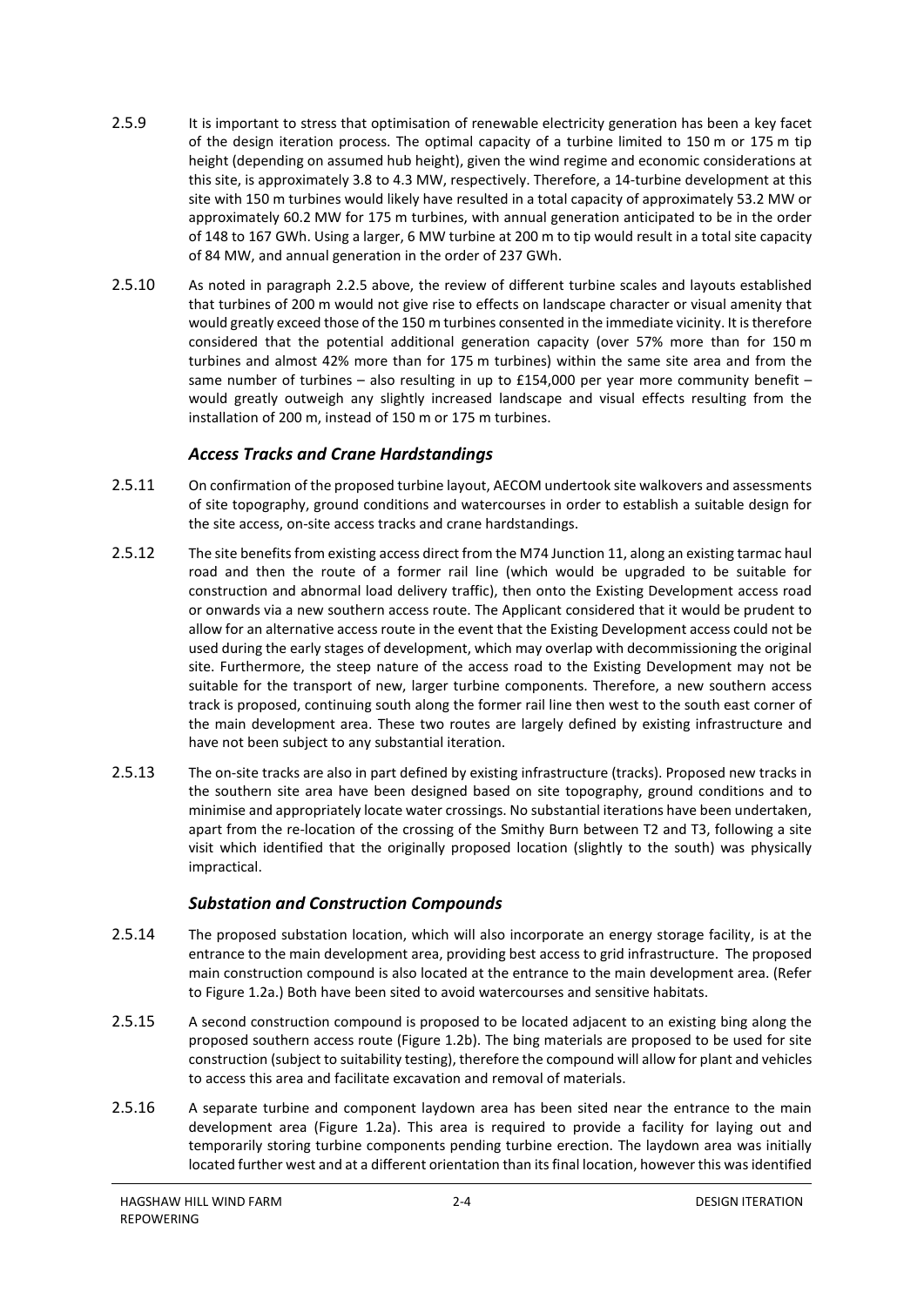2.5.9 It is important to stress that optimisation of renewable electricity generation has been a key facet of the design iteration process. The optimal capacity of a turbine limited to 150 m or 175 m tip height (depending on assumed hub height), given the wind regime and economic considerations at this site, is approximately 3.8 to 4.3 MW, respectively. Therefore, a 14-turbine development at this site with 150 m turbines would likely have resulted in a total capacity of approximately 53.2 MW or approximately 60.2 MW for 175 m turbines, with annual generation anticipated to be in the order of 148 to 167 GWh. Using a larger, 6 MW turbine at 200 m to tip would result in a total site capacity of 84 MW, and annual generation in the order of 237 GWh.

2.5.10 As noted in paragraph 2.2.5 above, the review of different turbine scales and layouts established that turbines of 200 m would not give rise to effects on landscape character or visual amenity that would greatly exceed those of the 150 m turbines consented in the immediate vicinity. It is therefore considered that the potential additional generation capacity (over 57% more than for 150 m turbines and almost 42% more than for 175 m turbines) within the same site area and from the same number of turbines – also resulting in up to £154,000 per year more community benefit – would greatly outweigh any slightly increased landscape and visual effects resulting from the installation of 200 m, instead of 150 m or 175 m turbines.

### *Access Tracks and Crane Hardstandings*

2.5.11 On confirmation of the proposed turbine layout, AECOM undertook site walkovers and assessments of site topography, ground conditions and watercourses in order to establish a suitable design for the site access, on-site access tracks and crane hardstandings.

2.5.12 The site benefits from existing access direct from the M74 Junction 11, along an existing tarmac haul road and then the route of a former rail line (which would be upgraded to be suitable for construction and abnormal load delivery traffic), then onto the Existing Development access road or onwards via a new southern access route. The Applicant considered that it would be prudent to allow for an alternative access route in the event that the Existing Development access could not be used during the early stages of development, which may overlap with decommissioning the original site. Furthermore, the steep nature of the access road to the Existing Development may not be suitable for the transport of new, larger turbine components. Therefore, a new southern access track is proposed, continuing south along the former rail line then west to the south east corner of the main development area. These two routes are largely defined by existing infrastructure and have not been subject to any substantial iteration.

2.5.13 The on-site tracks are also in part defined by existing infrastructure (tracks). Proposed new tracks in the southern site area have been designed based on site topography, ground conditions and to minimise and appropriately locate water crossings. No substantial iterations have been undertaken, apart from the re-location of the crossing of the Smithy Burn between T2 and T3, following a site visit which identified that the originally proposed location (slightly to the south) was physically impractical.

### *Substation and Construction Compounds*

2.5.14 The proposed substation location, which will also incorporate an energy storage facility, is at the entrance to the main development area, providing best access to grid infrastructure. The proposed main construction compound is also located at the entrance to the main development area. (Refer to Figure 1.2a.) Both have been sited to avoid watercourses and sensitive habitats.

2.5.15 A second construction compound is proposed to be located adjacent to an existing bing along the proposed southern access route (Figure 1.2b). The bing materials are proposed to be used for site construction (subject to suitability testing), therefore the compound will allow for plant and vehicles to access this area and facilitate excavation and removal of materials.

2.5.16 A separate turbine and component laydown area has been sited near the entrance to the main development area (Figure 1.2a). This area is required to provide a facility for laying out and temporarily storing turbine components pending turbine erection. The laydown area was initially located further west and at a different orientation than its final location, however this was identified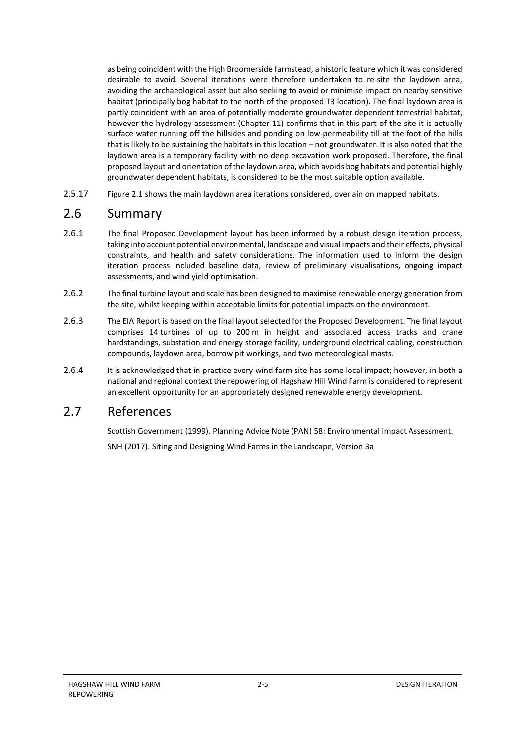as being coincident with the High Broomerside farmstead, a historic feature which it was considered desirable to avoid. Several iterations were therefore undertaken to re-site the laydown area, avoiding the archaeological asset but also seeking to avoid or minimise impact on nearby sensitive habitat (principally bog habitat to the north of the proposed T3 location). The final laydown area is partly coincident with an area of potentially moderate groundwater dependent terrestrial habitat, however the hydrology assessment (Chapter 11) confirms that in this part of the site it is actually surface water running off the hillsides and ponding on low-permeability till at the foot of the hills that is likely to be sustaining the habitats in this location – not groundwater. It is also noted that the laydown area is a temporary facility with no deep excavation work proposed. Therefore, the final proposed layout and orientation of the laydown area, which avoids bog habitats and potential highly groundwater dependent habitats, is considered to be the most suitable option available.

2.5.17 Figure 2.1 shows the main laydown area iterations considered, overlain on mapped habitats.

## 2.6 Summary

2.6.1 The final Proposed Development layout has been informed by a robust design iteration process, taking into account potential environmental, landscape and visual impacts and their effects, physical constraints, and health and safety considerations. The information used to inform the design iteration process included baseline data, review of preliminary visualisations, ongoing impact assessments, and wind yield optimisation.

2.6.2 The final turbine layout and scale has been designed to maximise renewable energy generation from the site, whilst keeping within acceptable limits for potential impacts on the environment.

2.6.3 The EIA Report is based on the final layout selected for the Proposed Development. The final layout comprises 14 turbines of up to 200 m in height and associated access tracks and crane hardstandings, substation and energy storage facility, underground electrical cabling, construction compounds, laydown area, borrow pit workings, and two meteorological masts.

2.6.4 It is acknowledged that in practice every wind farm site has some local impact; however, in both a national and regional context the repowering of Hagshaw Hill Wind Farm is considered to represent an excellent opportunity for an appropriately designed renewable energy development.

## 2.7 References

Scottish Government (1999). Planning Advice Note (PAN) 58: Environmental impact Assessment.

SNH (2017). Siting and Designing Wind Farms in the Landscape, Version 3a